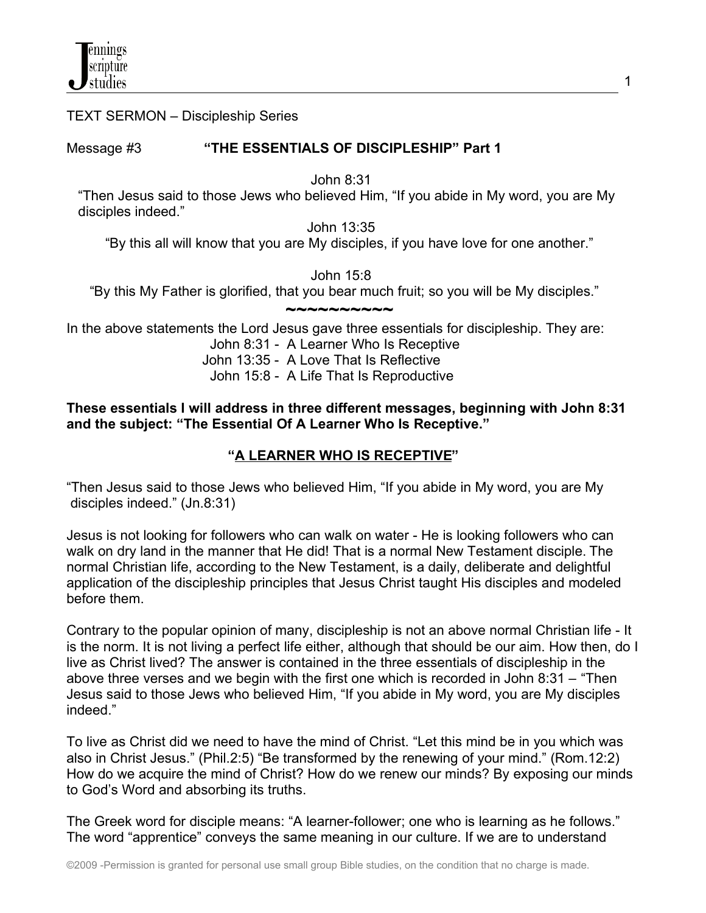TEXT SERMON – Discipleship Series

Message #3 **"THE ESSENTIALS OF DISCIPLESHIP" Part 1**

John 8:31
"Then Jesus said to those Jews who believed Him, "If you abide in My word, you are My disciples indeed."

John 13:35
"By this all will know that you are My disciples, if you have love for one another."

John 15:8
"By this My Father is glorified, that you bear much fruit; so you will be My disciples."

~~~~~~~~~~

In the above statements the Lord Jesus gave three essentials for discipleship. They are:

John 8:31 - A Learner Who Is Receptive
John 13:35 - A Love That Is Reflective
John 15:8 - A Life That Is Reproductive

**These essentials I will address in three different messages, beginning with John 8:31 and the subject: "The Essential Of A Learner Who Is Receptive."**

## "A LEARNER WHO IS RECEPTIVE"

"Then Jesus said to those Jews who believed Him, "If you abide in My word, you are My disciples indeed." (Jn.8:31)

Jesus is not looking for followers who can walk on water - He is looking followers who can walk on dry land in the manner that He did! That is a normal New Testament disciple. The normal Christian life, according to the New Testament, is a daily, deliberate and delightful application of the discipleship principles that Jesus Christ taught His disciples and modeled before them.

Contrary to the popular opinion of many, discipleship is not an above normal Christian life - It is the norm. It is not living a perfect life either, although that should be our aim. How then, do I live as Christ lived? The answer is contained in the three essentials of discipleship in the above three verses and we begin with the first one which is recorded in John 8:31 – "Then Jesus said to those Jews who believed Him, "If you abide in My word, you are My disciples indeed."

To live as Christ did we need to have the mind of Christ. "Let this mind be in you which was also in Christ Jesus." (Phil.2:5) "Be transformed by the renewing of your mind." (Rom.12:2) How do we acquire the mind of Christ? How do we renew our minds? By exposing our minds to God's Word and absorbing its truths.

The Greek word for disciple means: "A learner-follower; one who is learning as he follows." The word "apprentice" conveys the same meaning in our culture. If we are to understand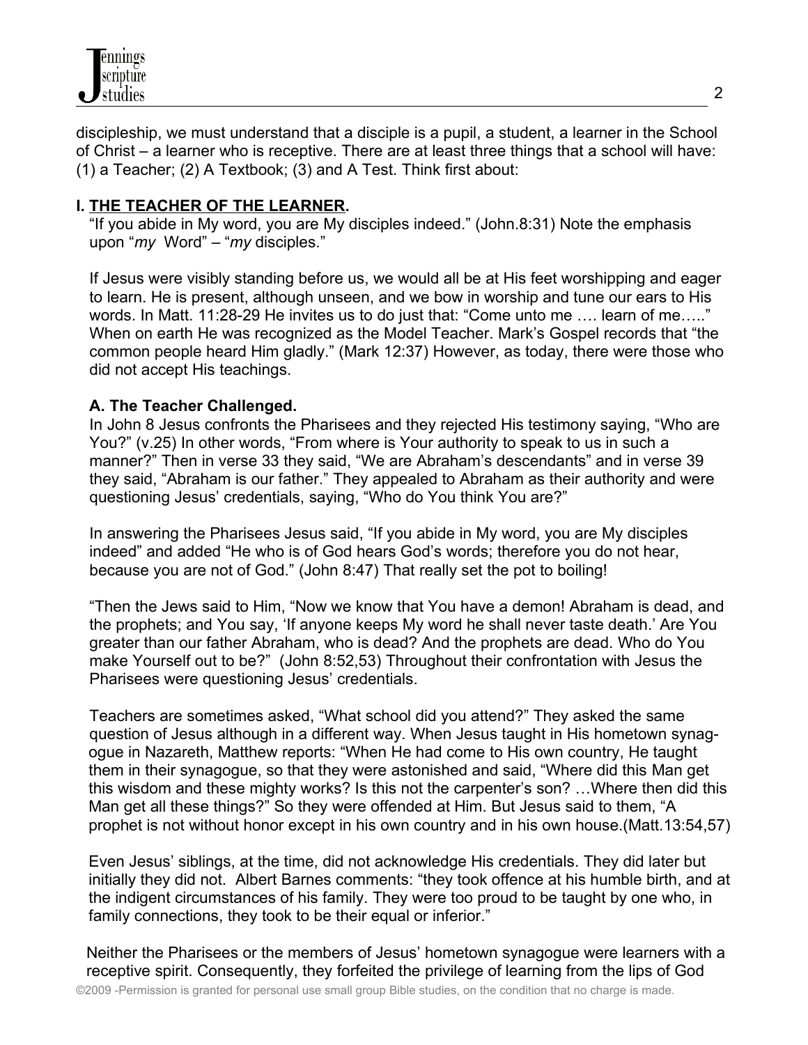discipleship, we must understand that a disciple is a pupil, a student, a learner in the School of Christ – a learner who is receptive. There are at least three things that a school will have: (1) a Teacher; (2) A Textbook; (3) and A Test. Think first about:

## I. <u>THE TEACHER OF THE LEARNER</u>.

"If you abide in My word, you are My disciples indeed." (John.8:31) Note the emphasis upon "*my* Word" – "*my* disciples."

If Jesus were visibly standing before us, we would all be at His feet worshipping and eager to learn. He is present, although unseen, and we bow in worship and tune our ears to His words. In Matt. 11:28-29 He invites us to do just that: "Come unto me …. learn of me….." When on earth He was recognized as the Model Teacher. Mark's Gospel records that "the common people heard Him gladly." (Mark 12:37) However, as today, there were those who did not accept His teachings.

### A. The Teacher Challenged.

In John 8 Jesus confronts the Pharisees and they rejected His testimony saying, "Who are You?" (v.25) In other words, "From where is Your authority to speak to us in such a manner?" Then in verse 33 they said, "We are Abraham's descendants" and in verse 39 they said, "Abraham is our father." They appealed to Abraham as their authority and were questioning Jesus' credentials, saying, "Who do You think You are?"

In answering the Pharisees Jesus said, "If you abide in My word, you are My disciples indeed" and added "He who is of God hears God's words; therefore you do not hear, because you are not of God." (John 8:47) That really set the pot to boiling!

"Then the Jews said to Him, "Now we know that You have a demon! Abraham is dead, and the prophets; and You say, 'If anyone keeps My word he shall never taste death.' Are You greater than our father Abraham, who is dead? And the prophets are dead. Who do You make Yourself out to be?" (John 8:52,53) Throughout their confrontation with Jesus the Pharisees were questioning Jesus' credentials.

Teachers are sometimes asked, "What school did you attend?" They asked the same question of Jesus although in a different way. When Jesus taught in His hometown synagogue in Nazareth, Matthew reports: "When He had come to His own country, He taught them in their synagogue, so that they were astonished and said, "Where did this Man get this wisdom and these mighty works? Is this not the carpenter's son? …Where then did this Man get all these things?" So they were offended at Him. But Jesus said to them, "A prophet is not without honor except in his own country and in his own house.(Matt.13:54,57)

Even Jesus' siblings, at the time, did not acknowledge His credentials. They did later but initially they did not. Albert Barnes comments: "they took offence at his humble birth, and at the indigent circumstances of his family. They were too proud to be taught by one who, in family connections, they took to be their equal or inferior."

Neither the Pharisees or the members of Jesus' hometown synagogue were learners with a receptive spirit. Consequently, they forfeited the privilege of learning from the lips of God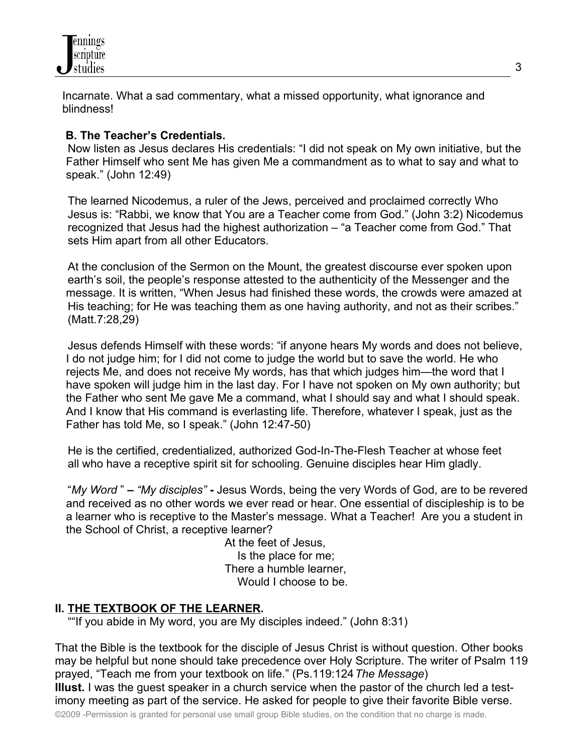Incarnate. What a sad commentary, what a missed opportunity, what ignorance and blindness!

**B. The Teacher's Credentials.**

Now listen as Jesus declares His credentials: "I did not speak on My own initiative, but the Father Himself who sent Me has given Me a commandment as to what to say and what to speak." (John 12:49)

The learned Nicodemus, a ruler of the Jews, perceived and proclaimed correctly Who Jesus is: "Rabbi, we know that You are a Teacher come from God." (John 3:2) Nicodemus recognized that Jesus had the highest authorization – "a Teacher come from God." That sets Him apart from all other Educators.

At the conclusion of the Sermon on the Mount, the greatest discourse ever spoken upon earth's soil, the people's response attested to the authenticity of the Messenger and the message. It is written, "When Jesus had finished these words, the crowds were amazed at His teaching; for He was teaching them as one having authority, and not as their scribes." (Matt.7:28,29)

Jesus defends Himself with these words: "if anyone hears My words and does not believe, I do not judge him; for I did not come to judge the world but to save the world. He who rejects Me, and does not receive My words, has that which judges him—the word that I have spoken will judge him in the last day. For I have not spoken on My own authority; but the Father who sent Me gave Me a command, what I should say and what I should speak. And I know that His command is everlasting life. Therefore, whatever I speak, just as the Father has told Me, so I speak." (John 12:47-50)

He is the certified, credentialized, authorized God-In-The-Flesh Teacher at whose feet all who have a receptive spirit sit for schooling. Genuine disciples hear Him gladly.

"*My Word* " **–** *"My disciples"* **-** Jesus Words, being the very Words of God, are to be revered and received as no other words we ever read or hear. One essential of discipleship is to be a learner who is receptive to the Master's message. What a Teacher! Are you a student in the School of Christ, a receptive learner?

At the feet of Jesus,
Is the place for me;
There a humble learner,
Would I choose to be.

## II. <u>THE TEXTBOOK OF THE LEARNER</u>.

""If you abide in My word, you are My disciples indeed." (John 8:31)

That the Bible is the textbook for the disciple of Jesus Christ is without question. Other books may be helpful but none should take precedence over Holy Scripture. The writer of Psalm 119 prayed, "Teach me from your textbook on life." (Ps.119:124 *The Message*)

**Illust.** I was the guest speaker in a church service when the pastor of the church led a test-imony meeting as part of the service. He asked for people to give their favorite Bible verse.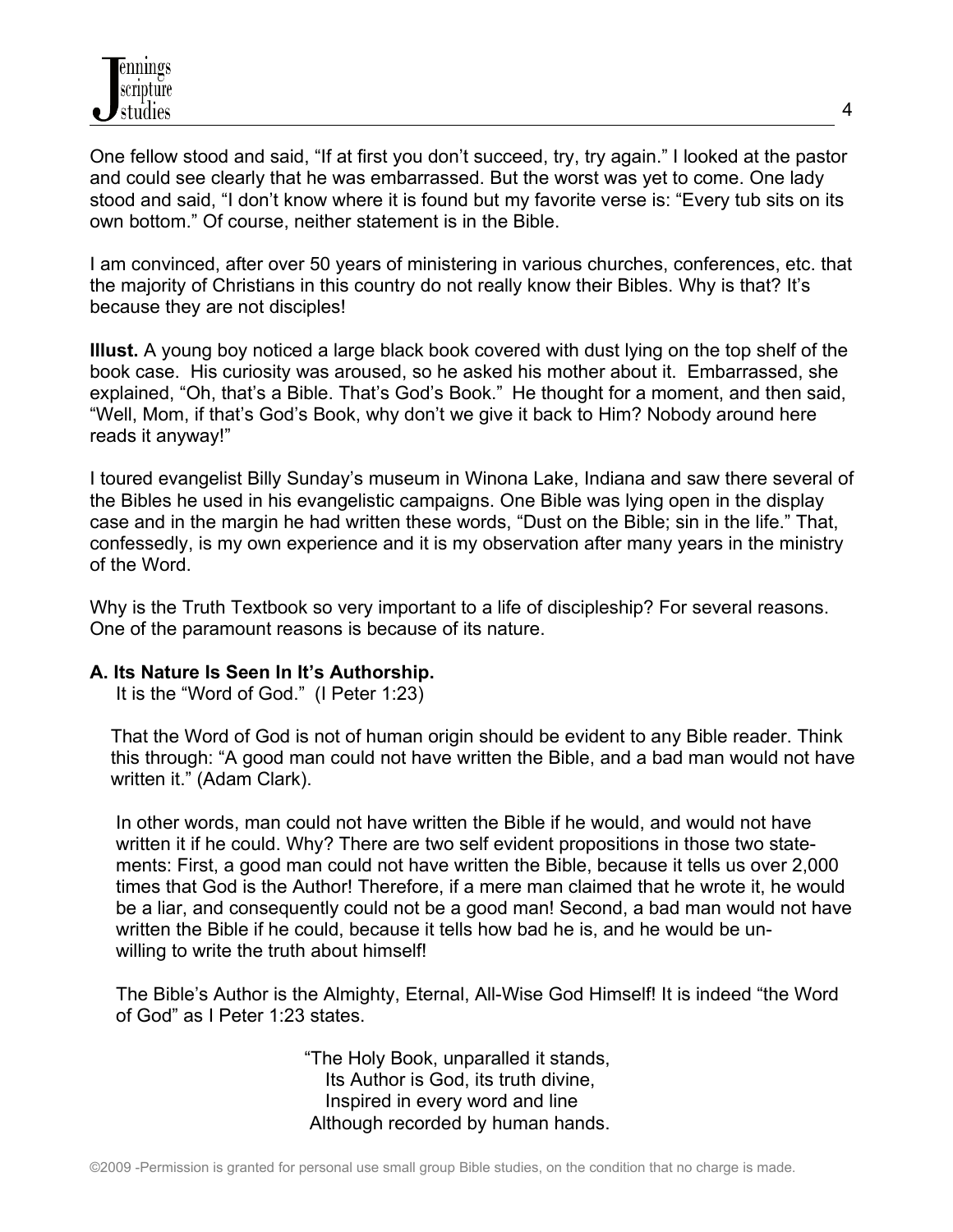One fellow stood and said, "If at first you don't succeed, try, try again." I looked at the pastor and could see clearly that he was embarrassed. But the worst was yet to come. One lady stood and said, "I don't know where it is found but my favorite verse is: "Every tub sits on its own bottom." Of course, neither statement is in the Bible.

I am convinced, after over 50 years of ministering in various churches, conferences, etc. that the majority of Christians in this country do not really know their Bibles. Why is that? It's because they are not disciples!

**Illust.** A young boy noticed a large black book covered with dust lying on the top shelf of the book case. His curiosity was aroused, so he asked his mother about it. Embarrassed, she explained, "Oh, that's a Bible. That's God's Book." He thought for a moment, and then said, "Well, Mom, if that's God's Book, why don't we give it back to Him? Nobody around here reads it anyway!"

I toured evangelist Billy Sunday's museum in Winona Lake, Indiana and saw there several of the Bibles he used in his evangelistic campaigns. One Bible was lying open in the display case and in the margin he had written these words, "Dust on the Bible; sin in the life." That, confessedly, is my own experience and it is my observation after many years in the ministry of the Word.

Why is the Truth Textbook so very important to a life of discipleship? For several reasons. One of the paramount reasons is because of its nature.

**A. Its Nature Is Seen In It's Authorship.**

It is the "Word of God." (I Peter 1:23)

That the Word of God is not of human origin should be evident to any Bible reader. Think this through: "A good man could not have written the Bible, and a bad man would not have written it." (Adam Clark).

In other words, man could not have written the Bible if he would, and would not have written it if he could. Why? There are two self evident propositions in those two statements: First, a good man could not have written the Bible, because it tells us over 2,000 times that God is the Author! Therefore, if a mere man claimed that he wrote it, he would be a liar, and consequently could not be a good man! Second, a bad man would not have written the Bible if he could, because it tells how bad he is, and he would be unwilling to write the truth about himself!

The Bible's Author is the Almighty, Eternal, All-Wise God Himself! It is indeed "the Word of God" as I Peter 1:23 states.

"The Holy Book, unparalled it stands,
Its Author is God, its truth divine,
Inspired in every word and line
Although recorded by human hands.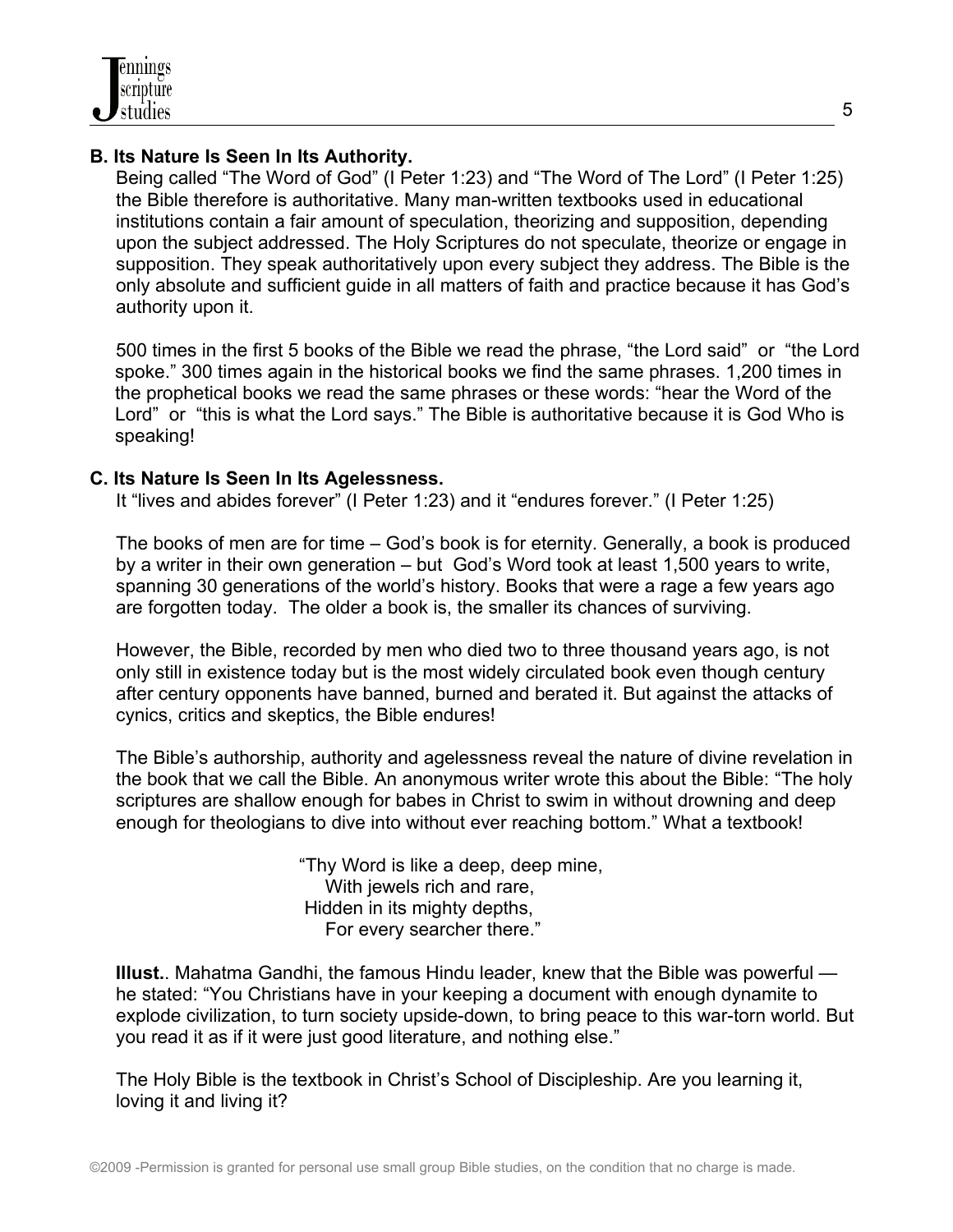**B. Its Nature Is Seen In Its Authority.**

Being called "The Word of God" (I Peter 1:23) and "The Word of The Lord" (I Peter 1:25) the Bible therefore is authoritative. Many man-written textbooks used in educational institutions contain a fair amount of speculation, theorizing and supposition, depending upon the subject addressed. The Holy Scriptures do not speculate, theorize or engage in supposition. They speak authoritatively upon every subject they address. The Bible is the only absolute and sufficient guide in all matters of faith and practice because it has God's authority upon it.

500 times in the first 5 books of the Bible we read the phrase, "the Lord said" or "the Lord spoke." 300 times again in the historical books we find the same phrases. 1,200 times in the prophetical books we read the same phrases or these words: "hear the Word of the Lord" or "this is what the Lord says." The Bible is authoritative because it is God Who is speaking!

**C. Its Nature Is Seen In Its Agelessness.**

It "lives and abides forever" (I Peter 1:23) and it "endures forever." (I Peter 1:25)

The books of men are for time – God's book is for eternity. Generally, a book is produced by a writer in their own generation – but God's Word took at least 1,500 years to write, spanning 30 generations of the world's history. Books that were a rage a few years ago are forgotten today. The older a book is, the smaller its chances of surviving.

However, the Bible, recorded by men who died two to three thousand years ago, is not only still in existence today but is the most widely circulated book even though century after century opponents have banned, burned and berated it. But against the attacks of cynics, critics and skeptics, the Bible endures!

The Bible's authorship, authority and agelessness reveal the nature of divine revelation in the book that we call the Bible. An anonymous writer wrote this about the Bible: "The holy scriptures are shallow enough for babes in Christ to swim in without drowning and deep enough for theologians to dive into without ever reaching bottom." What a textbook!

"Thy Word is like a deep, deep mine,
With jewels rich and rare,
Hidden in its mighty depths,
For every searcher there."

**Illust.**. Mahatma Gandhi, the famous Hindu leader, knew that the Bible was powerful — he stated: "You Christians have in your keeping a document with enough dynamite to explode civilization, to turn society upside-down, to bring peace to this war-torn world. But you read it as if it were just good literature, and nothing else."

The Holy Bible is the textbook in Christ's School of Discipleship. Are you learning it, loving it and living it?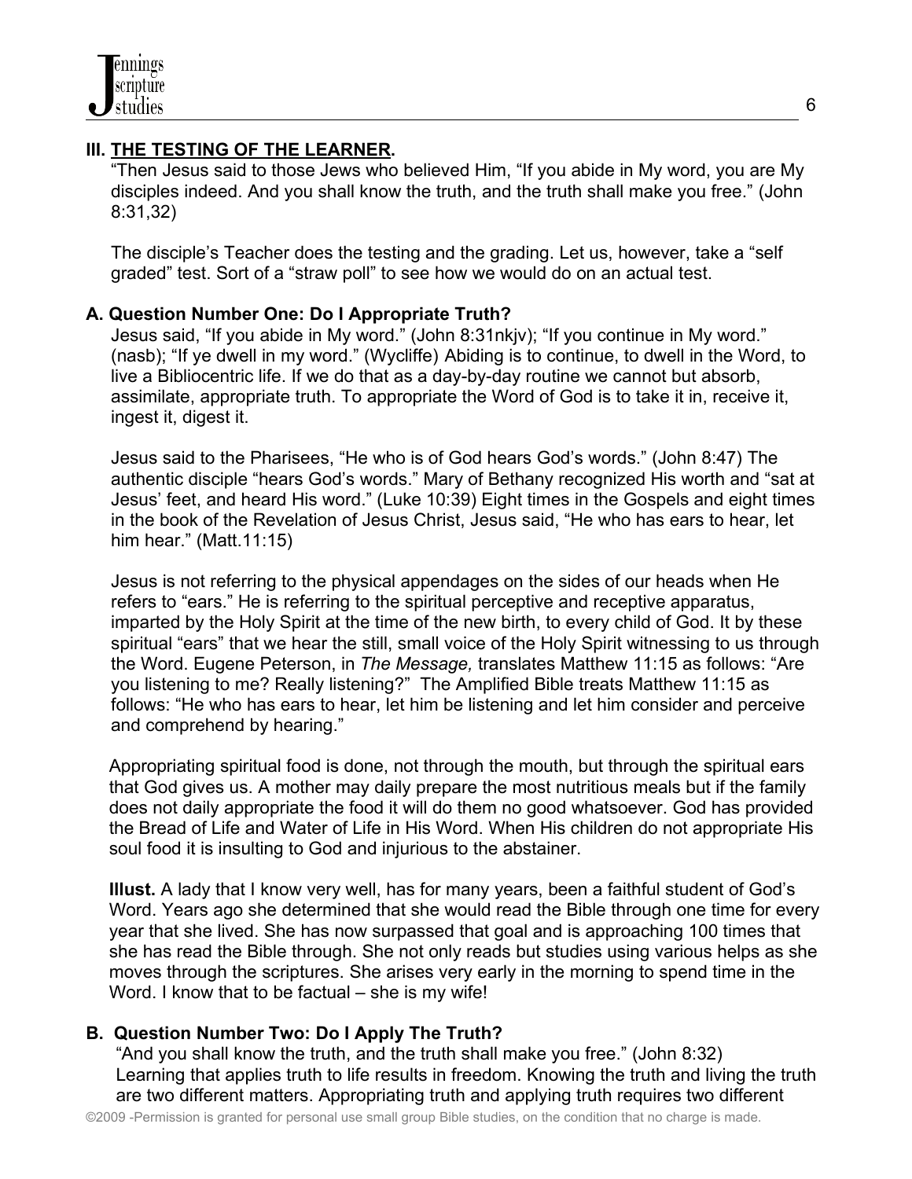## III. <u>THE TESTING OF THE LEARNER</u>.

"Then Jesus said to those Jews who believed Him, "If you abide in My word, you are My disciples indeed. And you shall know the truth, and the truth shall make you free." (John 8:31,32)

The disciple's Teacher does the testing and the grading. Let us, however, take a "self graded" test. Sort of a "straw poll" to see how we would do on an actual test.

### A. Question Number One: Do I Appropriate Truth?

Jesus said, "If you abide in My word." (John 8:31nkjv); "If you continue in My word." (nasb); "If ye dwell in my word." (Wycliffe) Abiding is to continue, to dwell in the Word, to live a Bibliocentric life. If we do that as a day-by-day routine we cannot but absorb, assimilate, appropriate truth. To appropriate the Word of God is to take it in, receive it, ingest it, digest it.

Jesus said to the Pharisees, "He who is of God hears God's words." (John 8:47) The authentic disciple "hears God's words." Mary of Bethany recognized His worth and "sat at Jesus' feet, and heard His word." (Luke 10:39) Eight times in the Gospels and eight times in the book of the Revelation of Jesus Christ, Jesus said, "He who has ears to hear, let him hear." (Matt.11:15)

Jesus is not referring to the physical appendages on the sides of our heads when He refers to "ears." He is referring to the spiritual perceptive and receptive apparatus, imparted by the Holy Spirit at the time of the new birth, to every child of God. It by these spiritual "ears" that we hear the still, small voice of the Holy Spirit witnessing to us through the Word. Eugene Peterson, in *The Message,* translates Matthew 11:15 as follows: "Are you listening to me? Really listening?" The Amplified Bible treats Matthew 11:15 as follows: "He who has ears to hear, let him be listening and let him consider and perceive and comprehend by hearing."

Appropriating spiritual food is done, not through the mouth, but through the spiritual ears that God gives us. A mother may daily prepare the most nutritious meals but if the family does not daily appropriate the food it will do them no good whatsoever. God has provided the Bread of Life and Water of Life in His Word. When His children do not appropriate His soul food it is insulting to God and injurious to the abstainer.

**Illust.** A lady that I know very well, has for many years, been a faithful student of God's Word. Years ago she determined that she would read the Bible through one time for every year that she lived. She has now surpassed that goal and is approaching 100 times that she has read the Bible through. She not only reads but studies using various helps as she moves through the scriptures. She arises very early in the morning to spend time in the Word. I know that to be factual – she is my wife!

### B. Question Number Two: Do I Apply The Truth?

"And you shall know the truth, and the truth shall make you free." (John 8:32) Learning that applies truth to life results in freedom. Knowing the truth and living the truth are two different matters. Appropriating truth and applying truth requires two different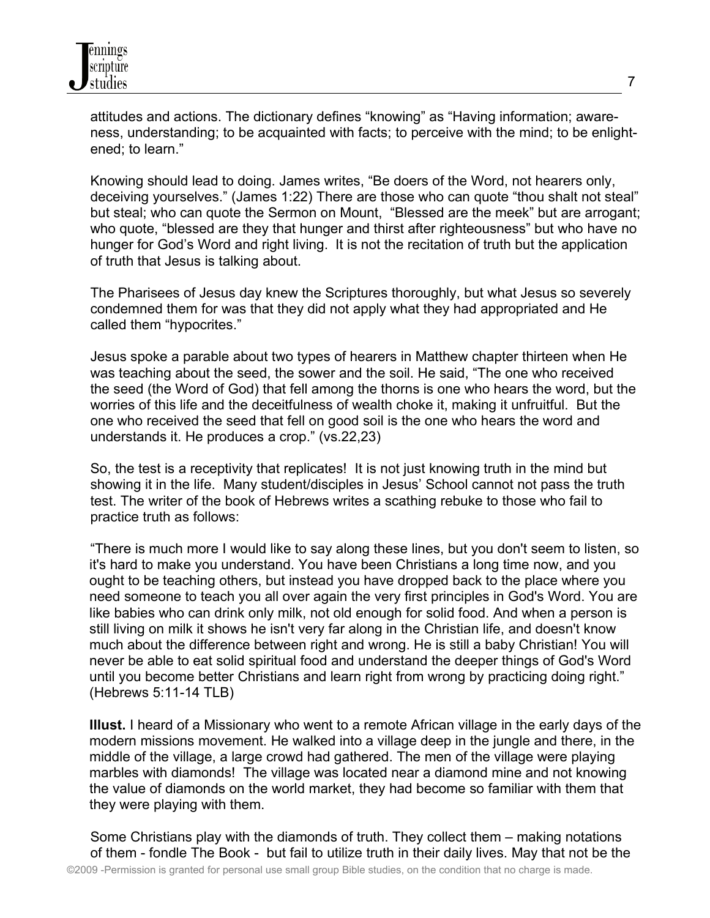attitudes and actions. The dictionary defines "knowing" as "Having information; awareness, understanding; to be acquainted with facts; to perceive with the mind; to be enlightened; to learn."

Knowing should lead to doing. James writes, "Be doers of the Word, not hearers only, deceiving yourselves." (James 1:22) There are those who can quote "thou shalt not steal" but steal; who can quote the Sermon on Mount, "Blessed are the meek" but are arrogant; who quote, "blessed are they that hunger and thirst after righteousness" but who have no hunger for God's Word and right living. It is not the recitation of truth but the application of truth that Jesus is talking about.

The Pharisees of Jesus day knew the Scriptures thoroughly, but what Jesus so severely condemned them for was that they did not apply what they had appropriated and He called them "hypocrites."

Jesus spoke a parable about two types of hearers in Matthew chapter thirteen when He was teaching about the seed, the sower and the soil. He said, "The one who received the seed (the Word of God) that fell among the thorns is one who hears the word, but the worries of this life and the deceitfulness of wealth choke it, making it unfruitful. But the one who received the seed that fell on good soil is the one who hears the word and understands it. He produces a crop." (vs.22,23)

So, the test is a receptivity that replicates! It is not just knowing truth in the mind but showing it in the life. Many student/disciples in Jesus' School cannot not pass the truth test. The writer of the book of Hebrews writes a scathing rebuke to those who fail to practice truth as follows:

"There is much more I would like to say along these lines, but you don't seem to listen, so it's hard to make you understand. You have been Christians a long time now, and you ought to be teaching others, but instead you have dropped back to the place where you need someone to teach you all over again the very first principles in God's Word. You are like babies who can drink only milk, not old enough for solid food. And when a person is still living on milk it shows he isn't very far along in the Christian life, and doesn't know much about the difference between right and wrong. He is still a baby Christian! You will never be able to eat solid spiritual food and understand the deeper things of God's Word until you become better Christians and learn right from wrong by practicing doing right." (Hebrews 5:11-14 TLB)

**Illust.** I heard of a Missionary who went to a remote African village in the early days of the modern missions movement. He walked into a village deep in the jungle and there, in the middle of the village, a large crowd had gathered. The men of the village were playing marbles with diamonds! The village was located near a diamond mine and not knowing the value of diamonds on the world market, they had become so familiar with them that they were playing with them.

Some Christians play with the diamonds of truth. They collect them – making notations of them - fondle The Book - but fail to utilize truth in their daily lives. May that not be the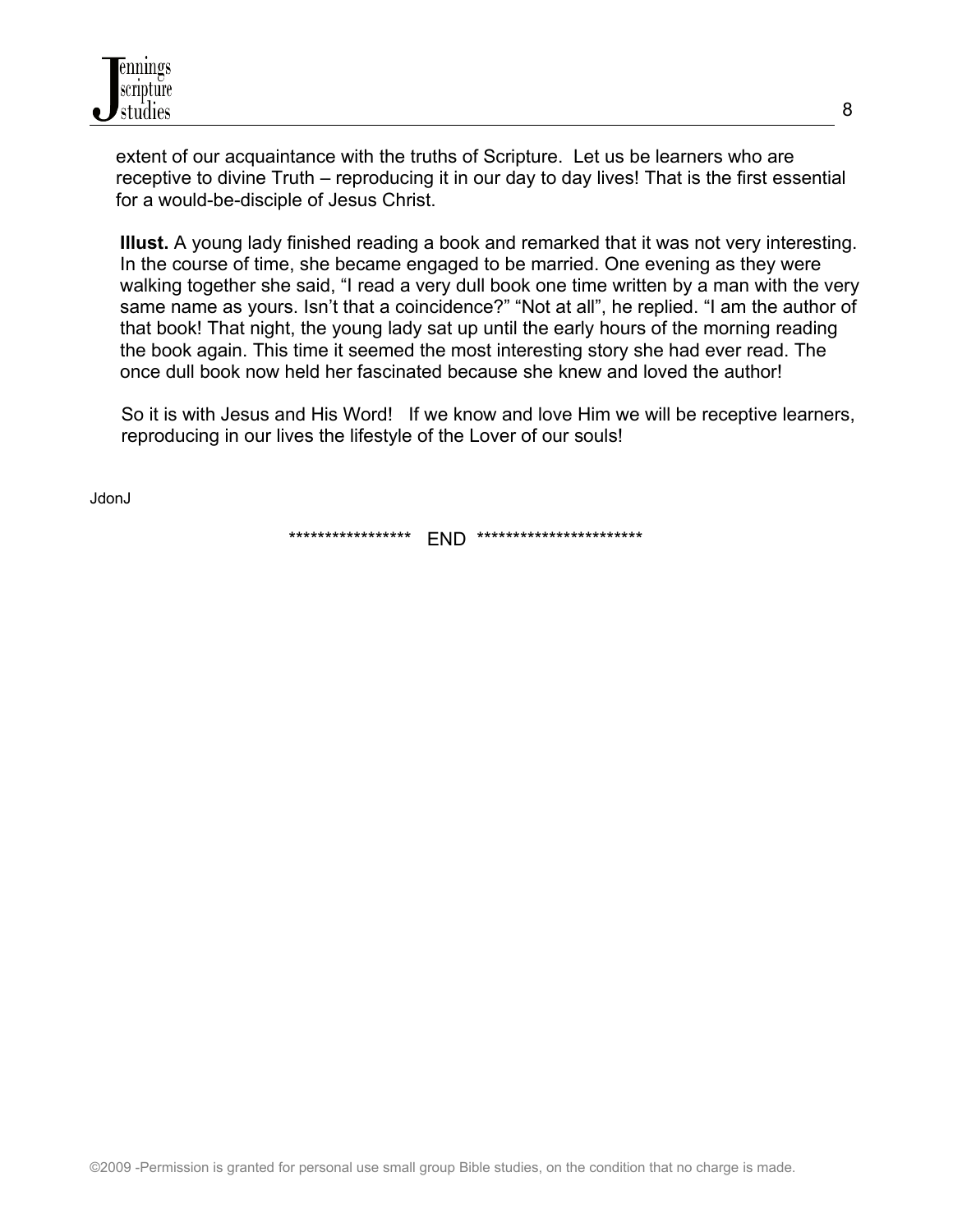extent of our acquaintance with the truths of Scripture. Let us be learners who are receptive to divine Truth – reproducing it in our day to day lives! That is the first essential for a would-be-disciple of Jesus Christ.

**Illust.** A young lady finished reading a book and remarked that it was not very interesting. In the course of time, she became engaged to be married. One evening as they were walking together she said, "I read a very dull book one time written by a man with the very same name as yours. Isn't that a coincidence?" "Not at all", he replied. "I am the author of that book! That night, the young lady sat up until the early hours of the morning reading the book again. This time it seemed the most interesting story she had ever read. The once dull book now held her fascinated because she knew and loved the author!

So it is with Jesus and His Word! If we know and love Him we will be receptive learners, reproducing in our lives the lifestyle of the Lover of our souls!

JdonJ

***************** END ***********************